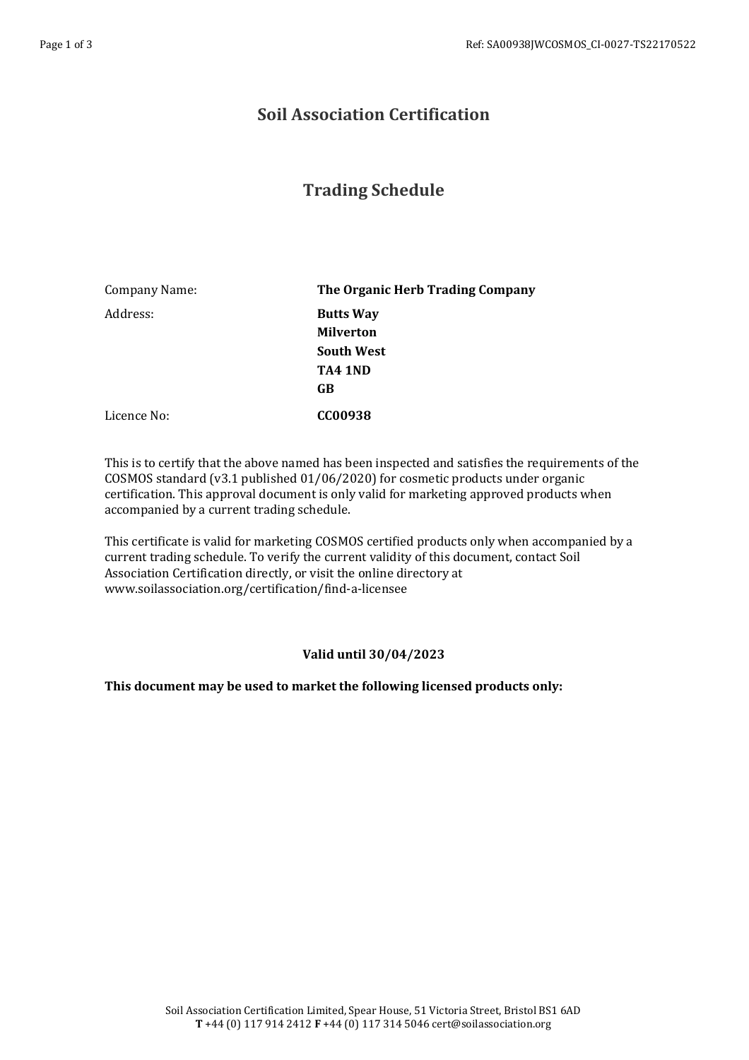# Soil Association Certification

## Trading Schedule

| | |
|---|---|
| Company Name: | **The Organic Herb Trading Company** |
| Address: | **Butts Way**<br>**Milverton**<br>**South West**<br>**TA4 1ND**<br>**GB** |
| Licence No: | **CC00938** |

This is to certify that the above named has been inspected and satisfies the requirements of the COSMOS standard (v3.1 published 01/06/2020) for cosmetic products under organic certification. This approval document is only valid for marketing approved products when accompanied by a current trading schedule.

This certificate is valid for marketing COSMOS certified products only when accompanied by a current trading schedule. To verify the current validity of this document, contact Soil Association Certification directly, or visit the online directory at www.soilassociation.org/certification/find-a-licensee

**Valid until 30/04/2023**

**This document may be used to market the following licensed products only:**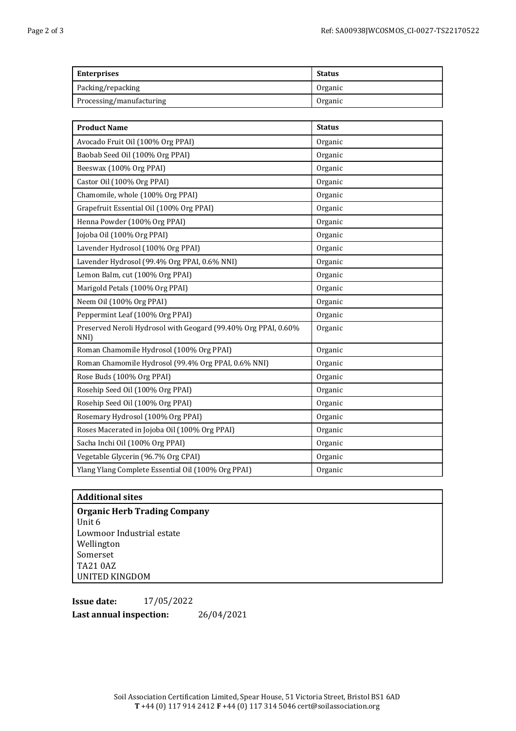| Enterprises | Status |
|---|---|
| Packing/repacking | Organic |
| Processing/manufacturing | Organic |

| Product Name | Status |
|---|---|
| Avocado Fruit Oil (100% Org PPAI) | Organic |
| Baobab Seed Oil (100% Org PPAI) | Organic |
| Beeswax (100% Org PPAI) | Organic |
| Castor Oil (100% Org PPAI) | Organic |
| Chamomile, whole (100% Org PPAI) | Organic |
| Grapefruit Essential Oil (100% Org PPAI) | Organic |
| Henna Powder (100% Org PPAI) | Organic |
| Jojoba Oil (100% Org PPAI) | Organic |
| Lavender Hydrosol (100% Org PPAI) | Organic |
| Lavender Hydrosol (99.4% Org PPAI, 0.6% NNI) | Organic |
| Lemon Balm, cut (100% Org PPAI) | Organic |
| Marigold Petals (100% Org PPAI) | Organic |
| Neem Oil (100% Org PPAI) | Organic |
| Peppermint Leaf (100% Org PPAI) | Organic |
| Preserved Neroli Hydrosol with Geogard (99.40% Org PPAI, 0.60% NNI) | Organic |
| Roman Chamomile Hydrosol (100% Org PPAI) | Organic |
| Roman Chamomile Hydrosol (99.4% Org PPAI, 0.6% NNI) | Organic |
| Rose Buds (100% Org PPAI) | Organic |
| Rosehip Seed Oil (100% Org PPAI) | Organic |
| Rosehip Seed Oil (100% Org PPAI) | Organic |
| Rosemary Hydrosol (100% Org PPAI) | Organic |
| Roses Macerated in Jojoba Oil (100% Org PPAI) | Organic |
| Sacha Inchi Oil (100% Org PPAI) | Organic |
| Vegetable Glycerin (96.7% Org CPAI) | Organic |
| Ylang Ylang Complete Essential Oil (100% Org PPAI) | Organic |

**Additional sites**

**Organic Herb Trading Company**
Unit 6
Lowmoor Industrial estate
Wellington
Somerset
TA21 0AZ
UNITED KINGDOM

**Issue date:** 17/05/2022

**Last annual inspection:** 26/04/2021

Soil Association Certification Limited, Spear House, 51 Victoria Street, Bristol BS1 6AD
**T** +44 (0) 117 914 2412 **F** +44 (0) 117 314 5046 cert@soilassociation.org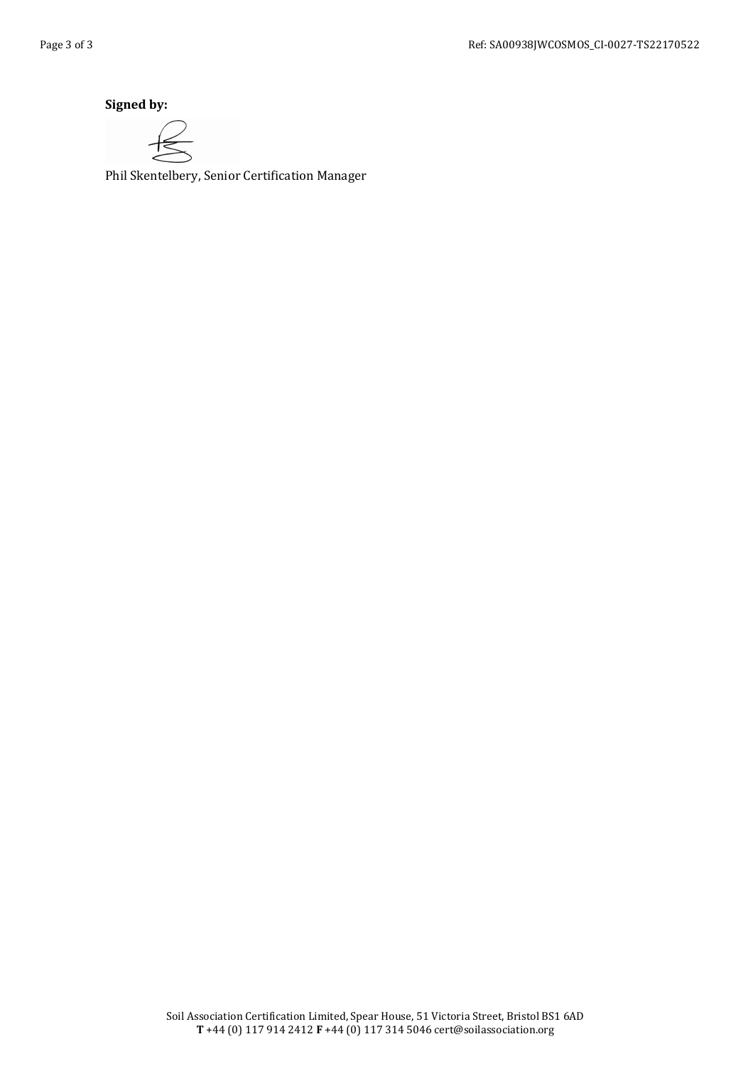**Signed by:**

Phil Skentelbery, Senior Certification Manager

Soil Association Certification Limited, Spear House, 51 Victoria Street, Bristol BS1 6AD
**T** +44 (0) 117 914 2412 **F** +44 (0) 117 314 5046 cert@soilassociation.org